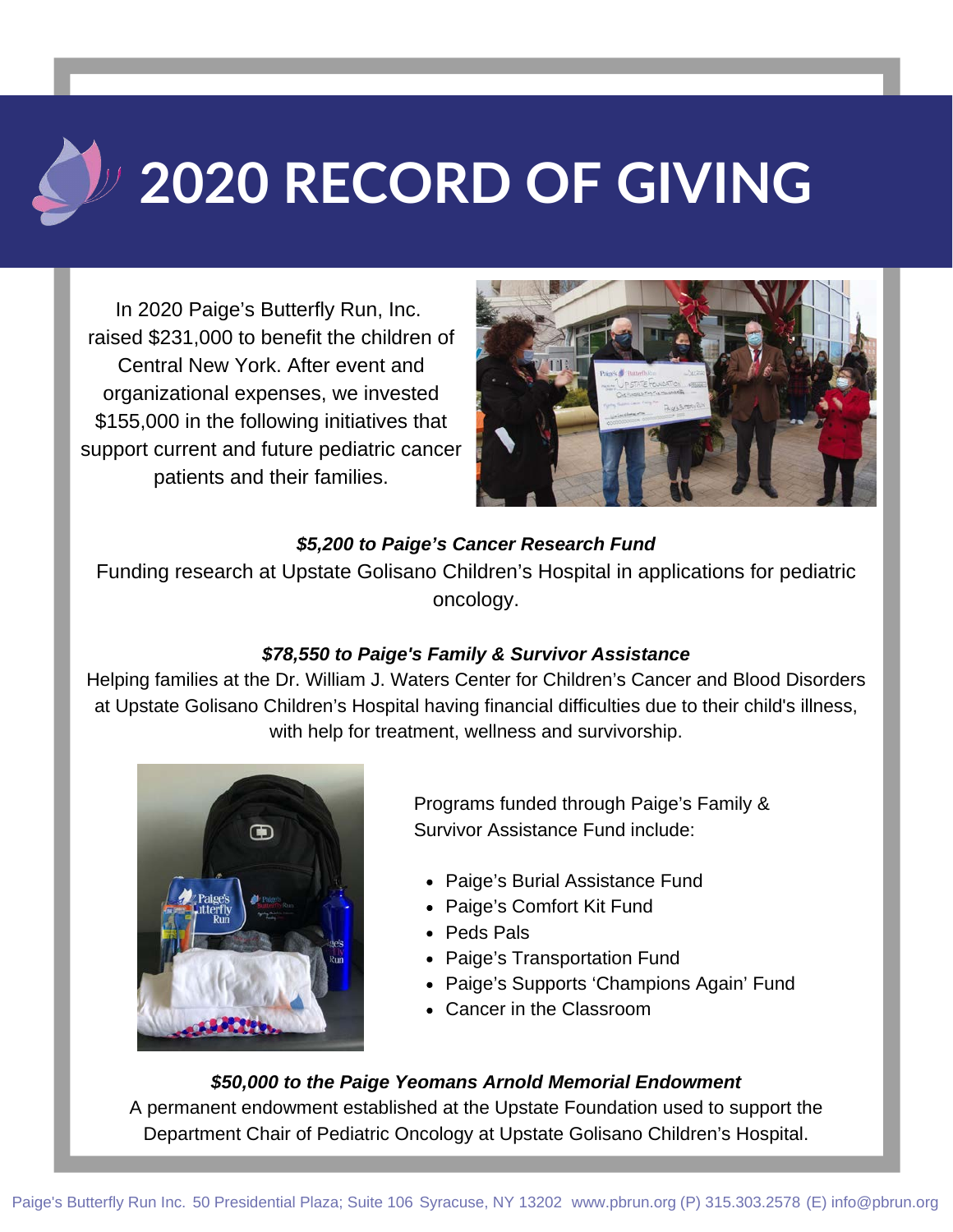# 2020 RECORD OF GIVING

In 2020 Paige's Butterfly Run, Inc. raised $231,000 to benefit the children of Central New York. After event and organizational expenses, we invested $155,000 in the following initiatives that support current and future pediatric cancer patients and their families.

***$5,200 to Paige's Cancer Research Fund***

Funding research at Upstate Golisano Children's Hospital in applications for pediatric oncology.

***$78,550 to Paige's Family & Survivor Assistance***

Helping families at the Dr. William J. Waters Center for Children's Cancer and Blood Disorders at Upstate Golisano Children's Hospital having financial difficulties due to their child's illness, with help for treatment, wellness and survivorship.

Programs funded through Paige's Family & Survivor Assistance Fund include:

- Paige's Burial Assistance Fund
- Paige's Comfort Kit Fund
- Peds Pals
- Paige's Transportation Fund
- Paige's Supports 'Champions Again' Fund
- Cancer in the Classroom

***$50,000 to the Paige Yeomans Arnold Memorial Endowment***

A permanent endowment established at the Upstate Foundation used to support the Department Chair of Pediatric Oncology at Upstate Golisano Children's Hospital.

Paige's Butterfly Run Inc. 50 Presidential Plaza; Suite 106 Syracuse, NY 13202 www.pbrun.org (P) 315.303.2578 (E) info@pbrun.org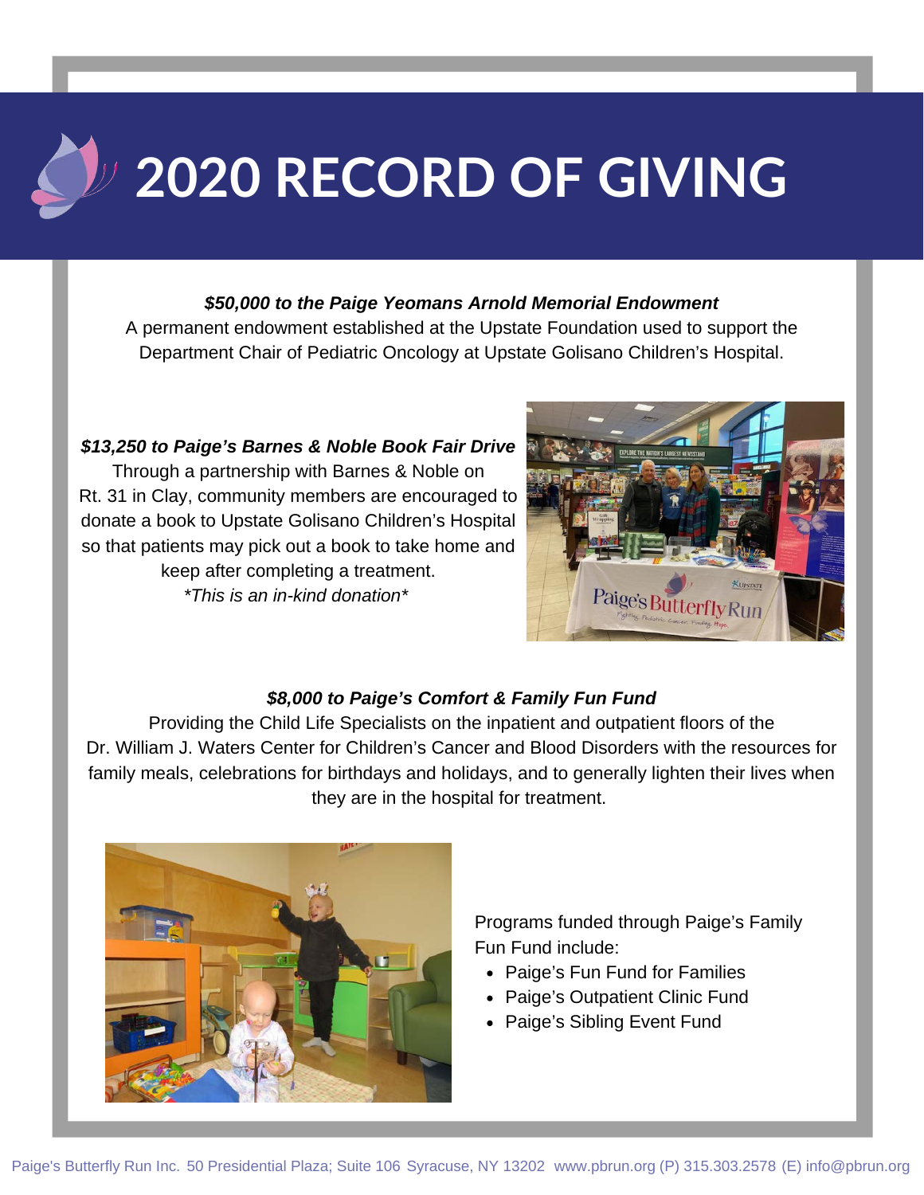# 2020 RECORD OF GIVING

***$50,000 to the Paige Yeomans Arnold Memorial Endowment***

A permanent endowment established at the Upstate Foundation used to support the Department Chair of Pediatric Oncology at Upstate Golisano Children's Hospital.

***$13,250 to Paige's Barnes & Noble Book Fair Drive***

Through a partnership with Barnes & Noble on Rt. 31 in Clay, community members are encouraged to donate a book to Upstate Golisano Children's Hospital so that patients may pick out a book to take home and keep after completing a treatment.

*\*This is an in-kind donation\**

***$8,000 to Paige's Comfort & Family Fun Fund***

Providing the Child Life Specialists on the inpatient and outpatient floors of the Dr. William J. Waters Center for Children's Cancer and Blood Disorders with the resources for family meals, celebrations for birthdays and holidays, and to generally lighten their lives when they are in the hospital for treatment.

Programs funded through Paige's Family Fun Fund include:

- Paige's Fun Fund for Families
- Paige's Outpatient Clinic Fund
- Paige's Sibling Event Fund

Paige's Butterfly Run Inc. 50 Presidential Plaza; Suite 106 Syracuse, NY 13202 www.pbrun.org (P) 315.303.2578 (E) info@pbrun.org